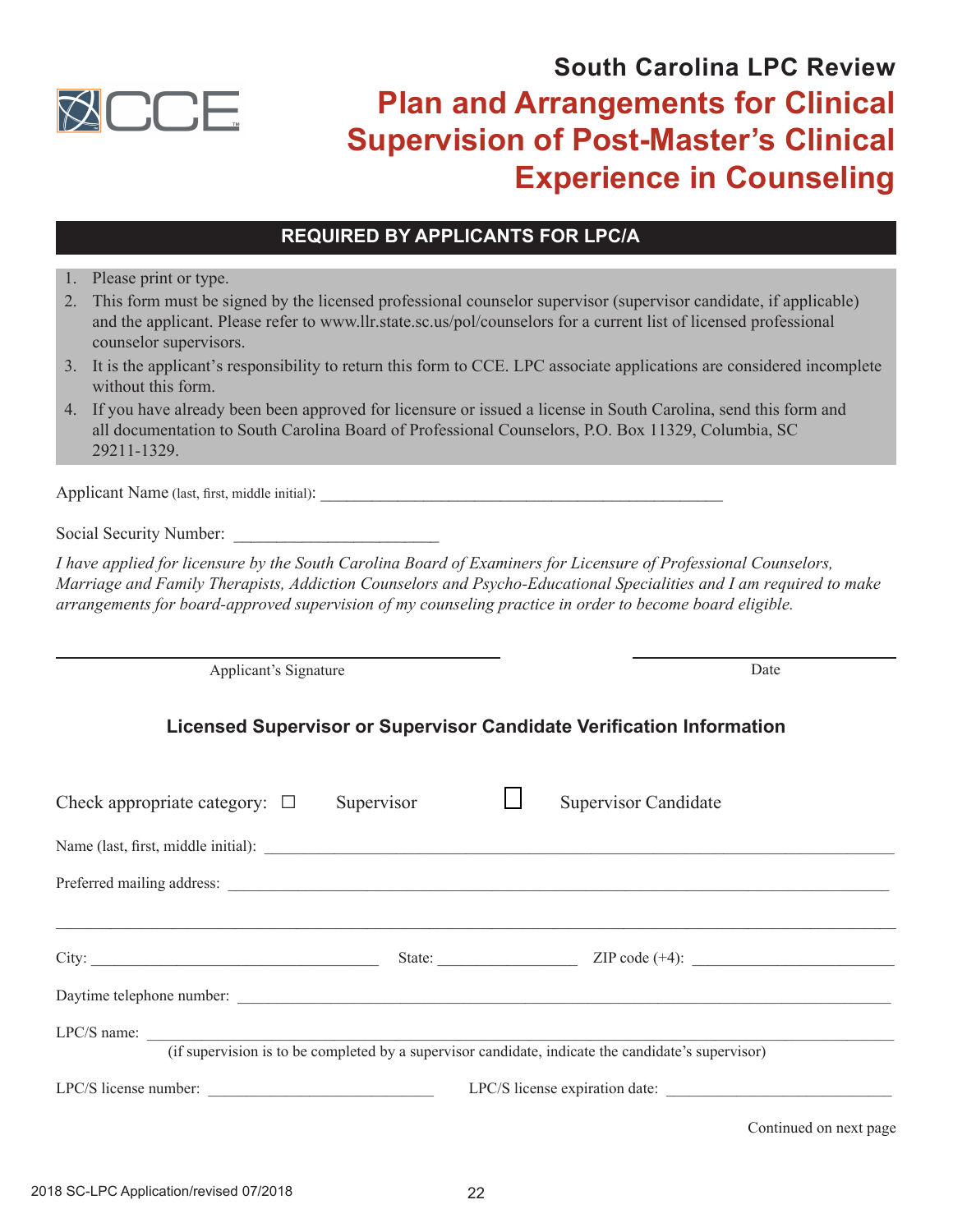CCE

## South Carolina LPC Review

# Plan and Arrangements for Clinical Supervision of Post-Master's Clinical Experience in Counseling

**REQUIRED BY APPLICANTS FOR LPC/A**

1. Please print or type.
2. This form must be signed by the licensed professional counselor supervisor (supervisor candidate, if applicable) and the applicant. Please refer to www.llr.state.sc.us/pol/counselors for a current list of licensed professional counselor supervisors.
3. It is the applicant's responsibility to return this form to CCE. LPC associate applications are considered incomplete without this form.
4. If you have already been been approved for licensure or issued a license in South Carolina, send this form and all documentation to South Carolina Board of Professional Counselors, P.O. Box 11329, Columbia, SC 29211-1329.

Applicant Name (last, first, middle initial): ________________________________________________

Social Security Number: ________________________

*I have applied for licensure by the South Carolina Board of Examiners for Licensure of Professional Counselors, Marriage and Family Therapists, Addiction Counselors and Psycho-Educational Specialities and I am required to make arrangements for board-approved supervision of my counseling practice in order to become board eligible.*

______________________________________________ Applicant's Signature

______________________________ Date

### Licensed Supervisor or Supervisor Candidate Verification Information

Check appropriate category: ☐ Supervisor ☐ Supervisor Candidate

Name (last, first, middle initial): ________________________________________________

Preferred mailing address: ________________________________________________

________________________________________________

City: ______________________ State: ______________ ZIP code (+4): ______________________

Daytime telephone number: ________________________________________________

LPC/S name: ________________________________________________
(if supervision is to be completed by a supervisor candidate, indicate the candidate's supervisor)

LPC/S license number: ______________________ LPC/S license expiration date: ______________________

Continued on next page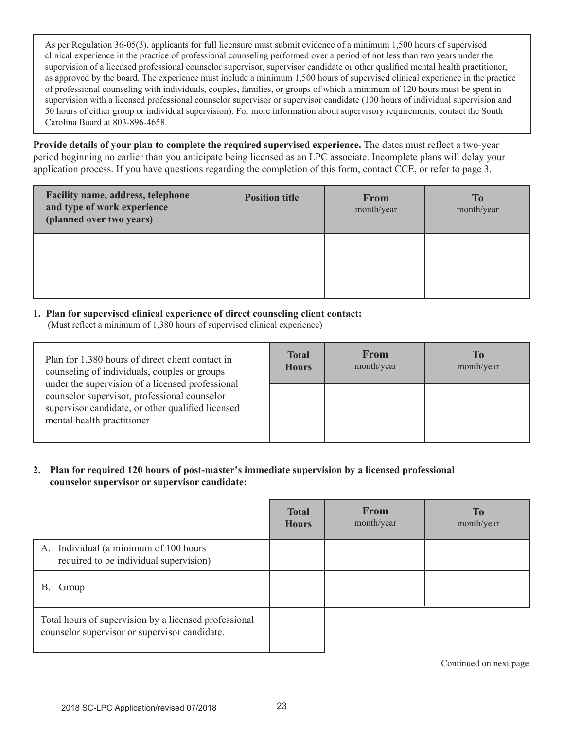As per Regulation 36-05(3), applicants for full licensure must submit evidence of a minimum 1,500 hours of supervised clinical experience in the practice of professional counseling performed over a period of not less than two years under the supervision of a licensed professional counselor supervisor, supervisor candidate or other qualified mental health practitioner, as approved by the board. The experience must include a minimum 1,500 hours of supervised clinical experience in the practice of professional counseling with individuals, couples, families, or groups of which a minimum of 120 hours must be spent in supervision with a licensed professional counselor supervisor or supervisor candidate (100 hours of individual supervision and 50 hours of either group or individual supervision). For more information about supervisory requirements, contact the South Carolina Board at 803-896-4658.

**Provide details of your plan to complete the required supervised experience.** The dates must reflect a two-year period beginning no earlier than you anticipate being licensed as an LPC associate. Incomplete plans will delay your application process. If you have questions regarding the completion of this form, contact CCE, or refer to page 3.

| **Facility name, address, telephone and type of work experience (planned over two years)** | **Position title** | **From** month/year | **To** month/year |
|---|---|---|---|
| | | | |

**1. Plan for supervised clinical experience of direct counseling client contact:**
(Must reflect a minimum of 1,380 hours of supervised clinical experience)

| | **Total Hours** | **From** month/year | **To** month/year |
|---|---|---|---|
| Plan for 1,380 hours of direct client contact in counseling of individuals, couples or groups under the supervision of a licensed professional counselor supervisor, professional counselor supervisor candidate, or other qualified licensed mental health practitioner | | | |

**2. Plan for required 120 hours of post-master's immediate supervision by a licensed professional counselor supervisor or supervisor candidate:**

| | **Total Hours** | **From** month/year | **To** month/year |
|---|---|---|---|
| A. Individual (a minimum of 100 hours required to be individual supervision) | | | |
| B. Group | | | |
| Total hours of supervision by a licensed professional counselor supervisor or supervisor candidate. | | | |

Continued on next page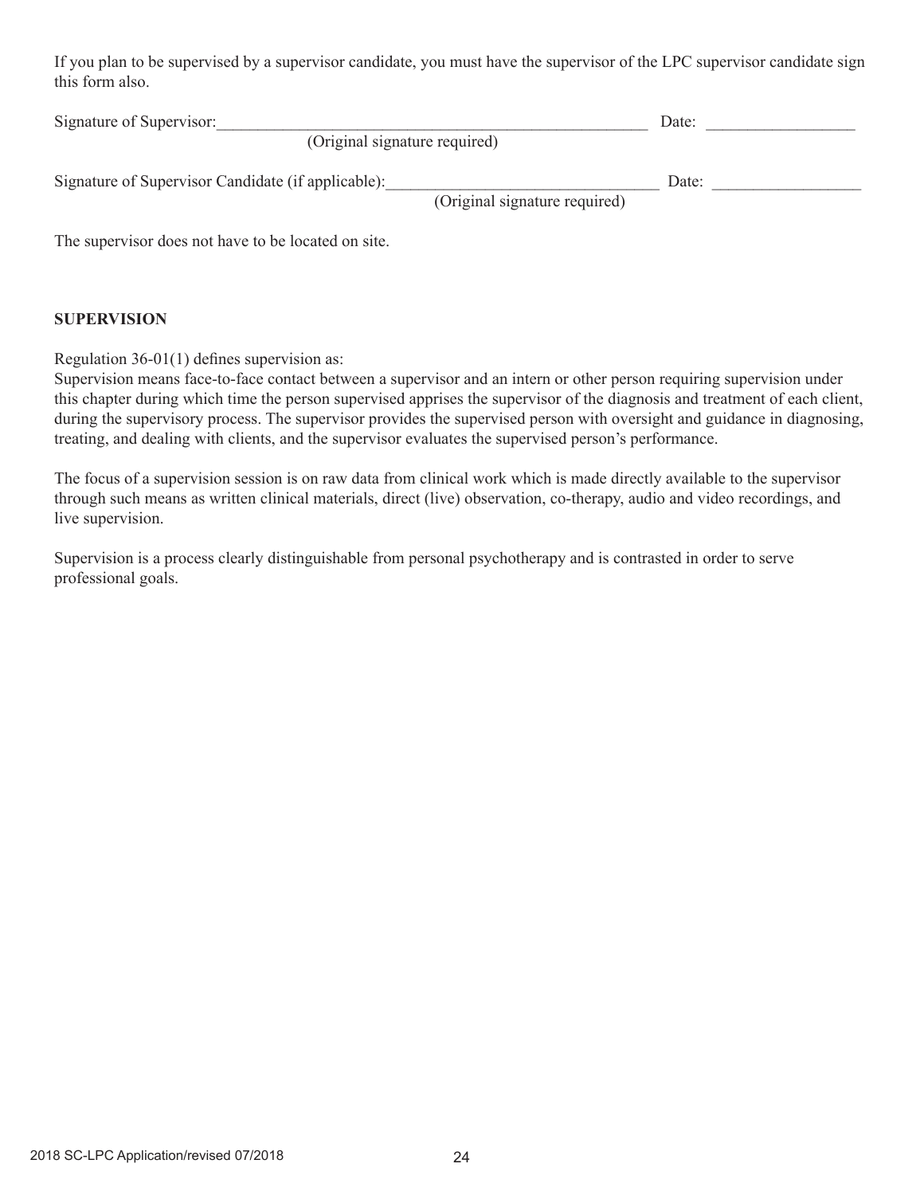If you plan to be supervised by a supervisor candidate, you must have the supervisor of the LPC supervisor candidate sign this form also.

Signature of Supervisor:_____________________________________________________ Date: _________________
(Original signature required)

Signature of Supervisor Candidate (if applicable):________________________________ Date: _________________
(Original signature required)

The supervisor does not have to be located on site.

**SUPERVISION**

Regulation 36-01(1) defines supervision as:
Supervision means face-to-face contact between a supervisor and an intern or other person requiring supervision under this chapter during which time the person supervised apprises the supervisor of the diagnosis and treatment of each client, during the supervisory process. The supervisor provides the supervised person with oversight and guidance in diagnosing, treating, and dealing with clients, and the supervisor evaluates the supervised person's performance.

The focus of a supervision session is on raw data from clinical work which is made directly available to the supervisor through such means as written clinical materials, direct (live) observation, co-therapy, audio and video recordings, and live supervision.

Supervision is a process clearly distinguishable from personal psychotherapy and is contrasted in order to serve professional goals.